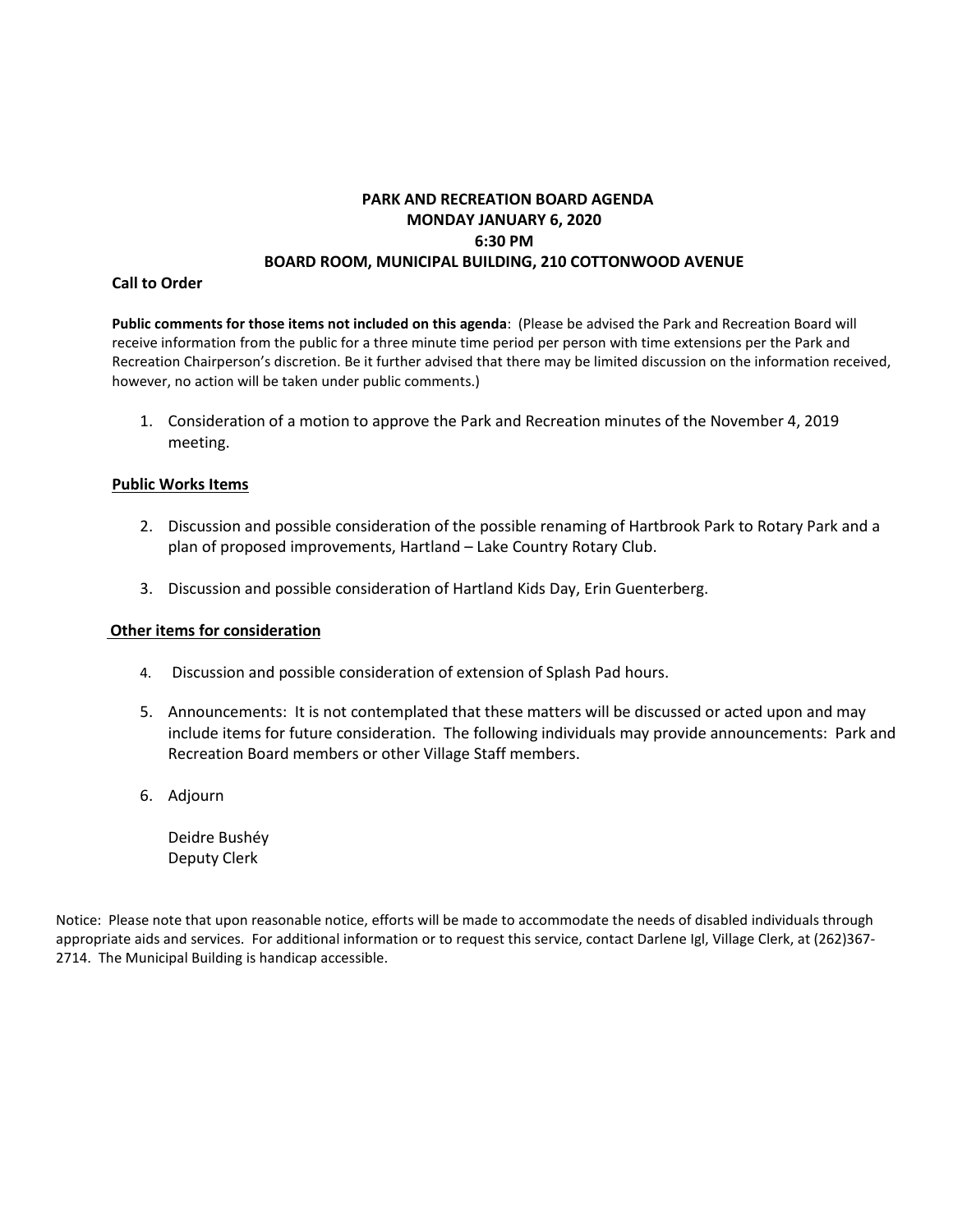# PARK AND RECREATION BOARD AGENDA
## MONDAY JANUARY 6, 2020
## 6:30 PM
## BOARD ROOM, MUNICIPAL BUILDING, 210 COTTONWOOD AVENUE

**Call to Order**

**Public comments for those items not included on this agenda**: (Please be advised the Park and Recreation Board will receive information from the public for a three minute time period per person with time extensions per the Park and Recreation Chairperson's discretion. Be it further advised that there may be limited discussion on the information received, however, no action will be taken under public comments.)

1. Consideration of a motion to approve the Park and Recreation minutes of the November 4, 2019 meeting.

**Public Works Items**

2. Discussion and possible consideration of the possible renaming of Hartbrook Park to Rotary Park and a plan of proposed improvements, Hartland – Lake Country Rotary Club.

3. Discussion and possible consideration of Hartland Kids Day, Erin Guenterberg.

**Other items for consideration**

4. Discussion and possible consideration of extension of Splash Pad hours.

5. Announcements: It is not contemplated that these matters will be discussed or acted upon and may include items for future consideration. The following individuals may provide announcements: Park and Recreation Board members or other Village Staff members.

6. Adjourn

   Deidre Bushéy
   Deputy Clerk

Notice: Please note that upon reasonable notice, efforts will be made to accommodate the needs of disabled individuals through appropriate aids and services. For additional information or to request this service, contact Darlene Igl, Village Clerk, at (262)367-2714. The Municipal Building is handicap accessible.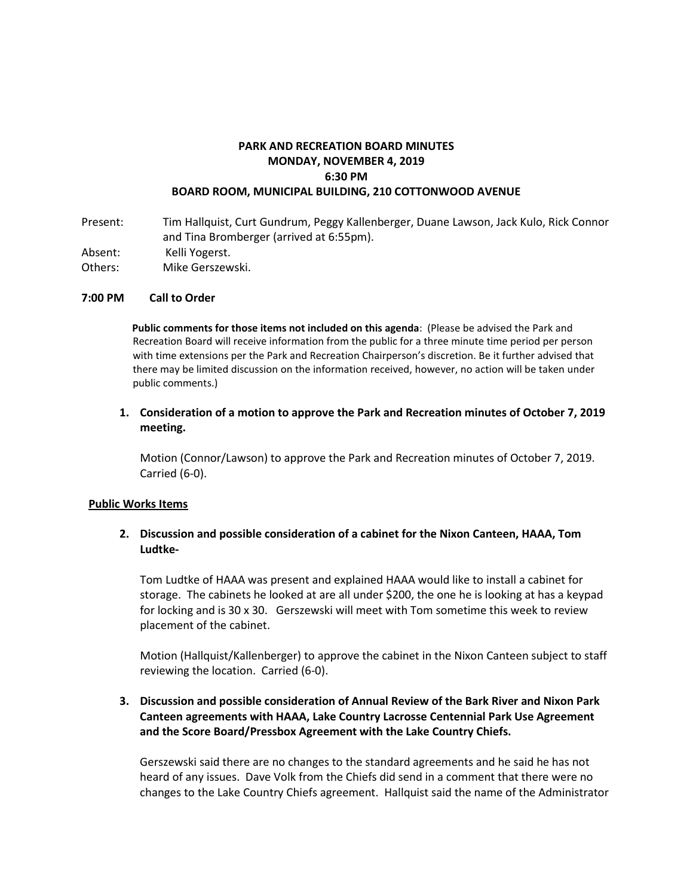# PARK AND RECREATION BOARD MINUTES
## MONDAY, NOVEMBER 4, 2019
## 6:30 PM
## BOARD ROOM, MUNICIPAL BUILDING, 210 COTTONWOOD AVENUE

Present: Tim Hallquist, Curt Gundrum, Peggy Kallenberger, Duane Lawson, Jack Kulo, Rick Connor and Tina Bromberger (arrived at 6:55pm).

Absent: Kelli Yogerst.

Others: Mike Gerszewski.

**7:00 PM Call to Order**

**Public comments for those items not included on this agenda**: (Please be advised the Park and Recreation Board will receive information from the public for a three minute time period per person with time extensions per the Park and Recreation Chairperson's discretion. Be it further advised that there may be limited discussion on the information received, however, no action will be taken under public comments.)

1. **Consideration of a motion to approve the Park and Recreation minutes of October 7, 2019 meeting.**

   Motion (Connor/Lawson) to approve the Park and Recreation minutes of October 7, 2019. Carried (6-0).

**Public Works Items**

2. **Discussion and possible consideration of a cabinet for the Nixon Canteen, HAAA, Tom Ludtke-**

   Tom Ludtke of HAAA was present and explained HAAA would like to install a cabinet for storage. The cabinets he looked at are all under $200, the one he is looking at has a keypad for locking and is 30 x 30. Gerszewski will meet with Tom sometime this week to review placement of the cabinet.

   Motion (Hallquist/Kallenberger) to approve the cabinet in the Nixon Canteen subject to staff reviewing the location. Carried (6-0).

3. **Discussion and possible consideration of Annual Review of the Bark River and Nixon Park Canteen agreements with HAAA, Lake Country Lacrosse Centennial Park Use Agreement and the Score Board/Pressbox Agreement with the Lake Country Chiefs.**

   Gerszewski said there are no changes to the standard agreements and he said he has not heard of any issues. Dave Volk from the Chiefs did send in a comment that there were no changes to the Lake Country Chiefs agreement. Hallquist said the name of the Administrator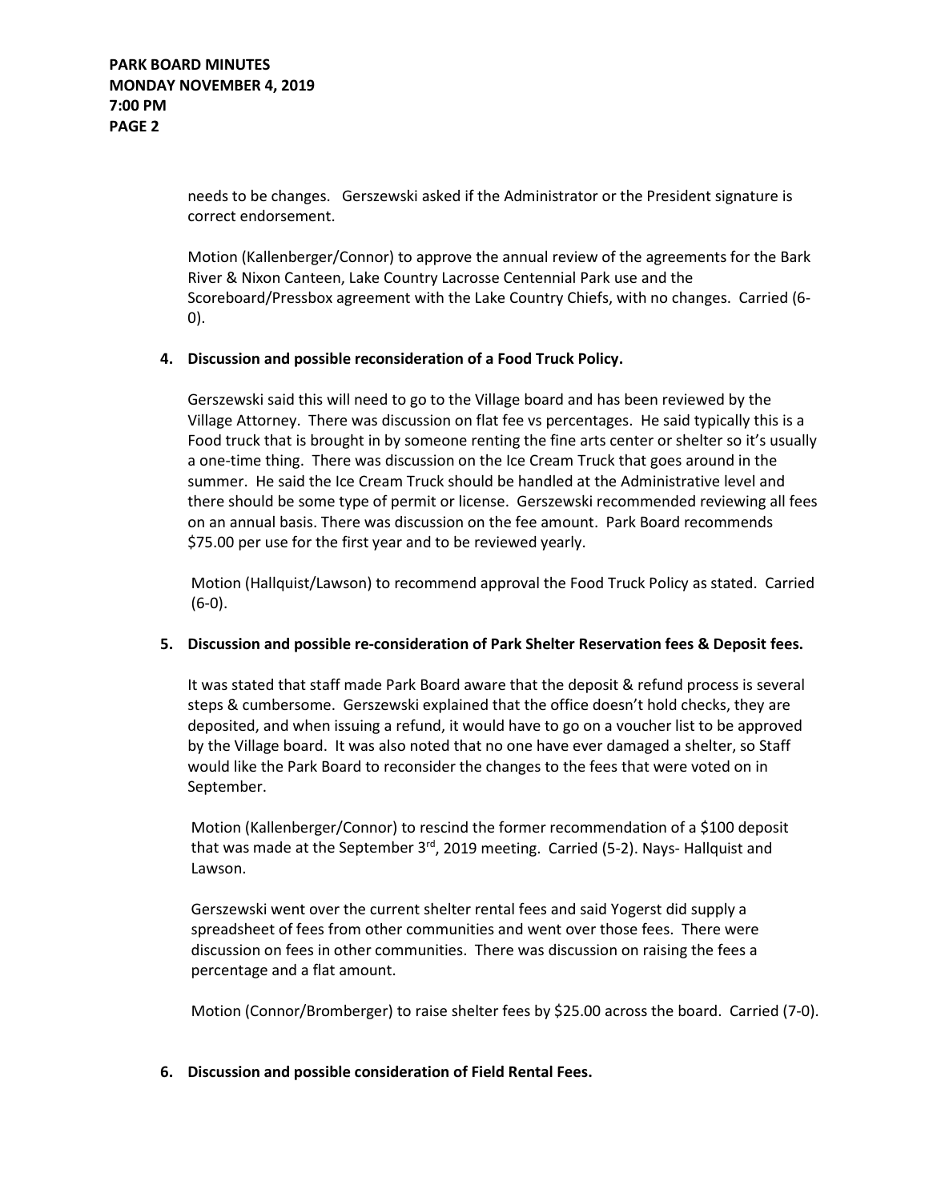needs to be changes. Gerszewski asked if the Administrator or the President signature is correct endorsement.

Motion (Kallenberger/Connor) to approve the annual review of the agreements for the Bark River & Nixon Canteen, Lake Country Lacrosse Centennial Park use and the Scoreboard/Pressbox agreement with the Lake Country Chiefs, with no changes. Carried (6-0).

**4. Discussion and possible reconsideration of a Food Truck Policy.**

Gerszewski said this will need to go to the Village board and has been reviewed by the Village Attorney. There was discussion on flat fee vs percentages. He said typically this is a Food truck that is brought in by someone renting the fine arts center or shelter so it's usually a one-time thing. There was discussion on the Ice Cream Truck that goes around in the summer. He said the Ice Cream Truck should be handled at the Administrative level and there should be some type of permit or license. Gerszewski recommended reviewing all fees on an annual basis. There was discussion on the fee amount. Park Board recommends $75.00 per use for the first year and to be reviewed yearly.

Motion (Hallquist/Lawson) to recommend approval the Food Truck Policy as stated. Carried (6-0).

**5. Discussion and possible re-consideration of Park Shelter Reservation fees & Deposit fees.**

It was stated that staff made Park Board aware that the deposit & refund process is several steps & cumbersome. Gerszewski explained that the office doesn't hold checks, they are deposited, and when issuing a refund, it would have to go on a voucher list to be approved by the Village board. It was also noted that no one have ever damaged a shelter, so Staff would like the Park Board to reconsider the changes to the fees that were voted on in September.

Motion (Kallenberger/Connor) to rescind the former recommendation of a $100 deposit that was made at the September 3rd, 2019 meeting. Carried (5-2). Nays- Hallquist and Lawson.

Gerszewski went over the current shelter rental fees and said Yogerst did supply a spreadsheet of fees from other communities and went over those fees. There were discussion on fees in other communities. There was discussion on raising the fees a percentage and a flat amount.

Motion (Connor/Bromberger) to raise shelter fees by $25.00 across the board. Carried (7-0).

**6. Discussion and possible consideration of Field Rental Fees.**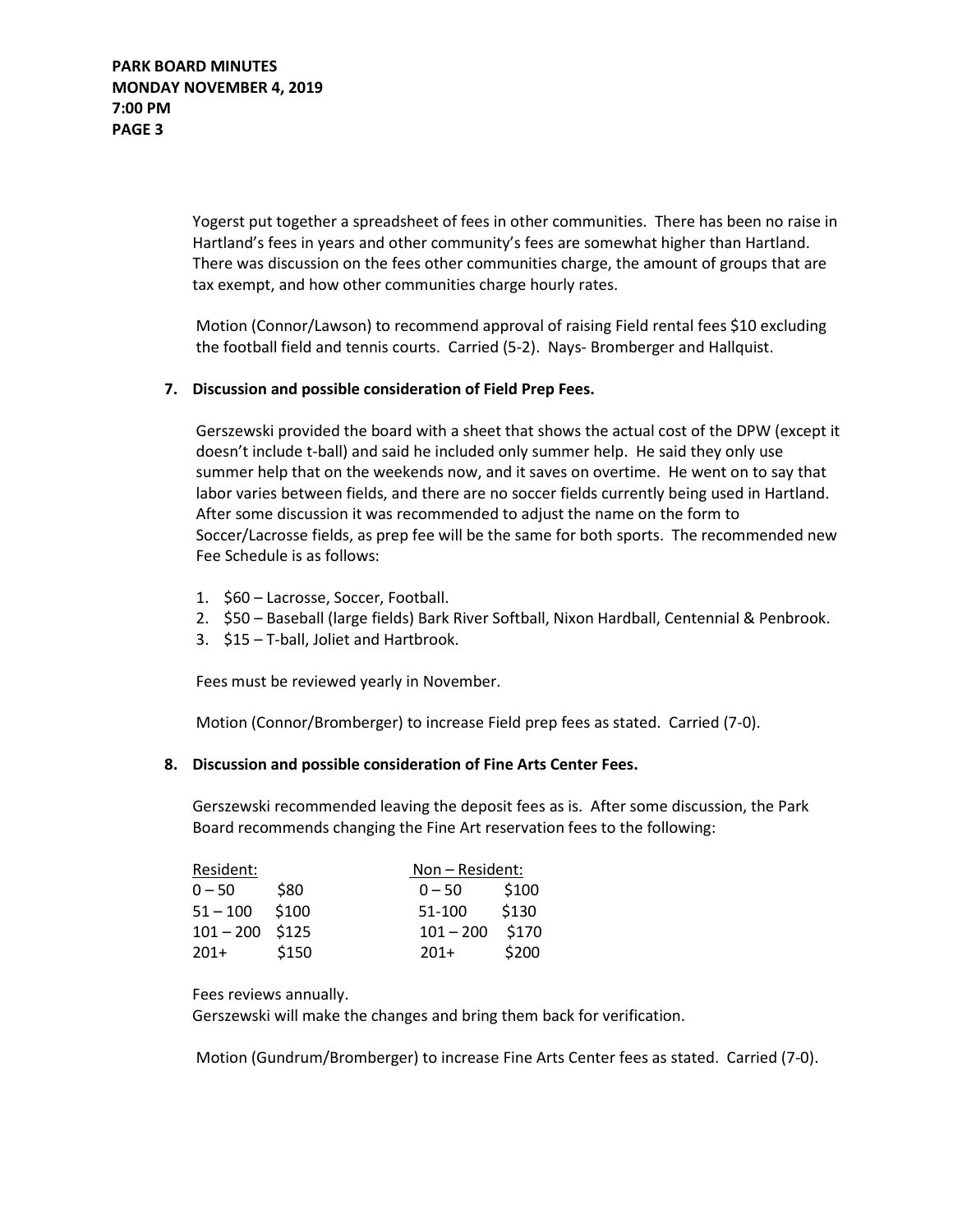Yogerst put together a spreadsheet of fees in other communities. There has been no raise in Hartland's fees in years and other community's fees are somewhat higher than Hartland. There was discussion on the fees other communities charge, the amount of groups that are tax exempt, and how other communities charge hourly rates.

Motion (Connor/Lawson) to recommend approval of raising Field rental fees $10 excluding the football field and tennis courts. Carried (5-2). Nays- Bromberger and Hallquist.

**7. Discussion and possible consideration of Field Prep Fees.**

Gerszewski provided the board with a sheet that shows the actual cost of the DPW (except it doesn't include t-ball) and said he included only summer help. He said they only use summer help that on the weekends now, and it saves on overtime. He went on to say that labor varies between fields, and there are no soccer fields currently being used in Hartland. After some discussion it was recommended to adjust the name on the form to Soccer/Lacrosse fields, as prep fee will be the same for both sports. The recommended new Fee Schedule is as follows:

1. $60 – Lacrosse, Soccer, Football.
2. $50 – Baseball (large fields) Bark River Softball, Nixon Hardball, Centennial & Penbrook.
3. $15 – T-ball, Joliet and Hartbrook.

Fees must be reviewed yearly in November.

Motion (Connor/Bromberger) to increase Field prep fees as stated. Carried (7-0).

**8. Discussion and possible consideration of Fine Arts Center Fees.**

Gerszewski recommended leaving the deposit fees as is. After some discussion, the Park Board recommends changing the Fine Art reservation fees to the following:

| Resident: | | Non – Resident: | |
|---|---|---|---|
| 0 – 50 | $80 | 0 – 50 | $100 |
| 51 – 100 | $100 | 51-100 | $130 |
| 101 – 200 | $125 | 101 – 200 | $170 |
| 201+ | $150 | 201+ | $200 |

Fees reviews annually.
Gerszewski will make the changes and bring them back for verification.

Motion (Gundrum/Bromberger) to increase Fine Arts Center fees as stated. Carried (7-0).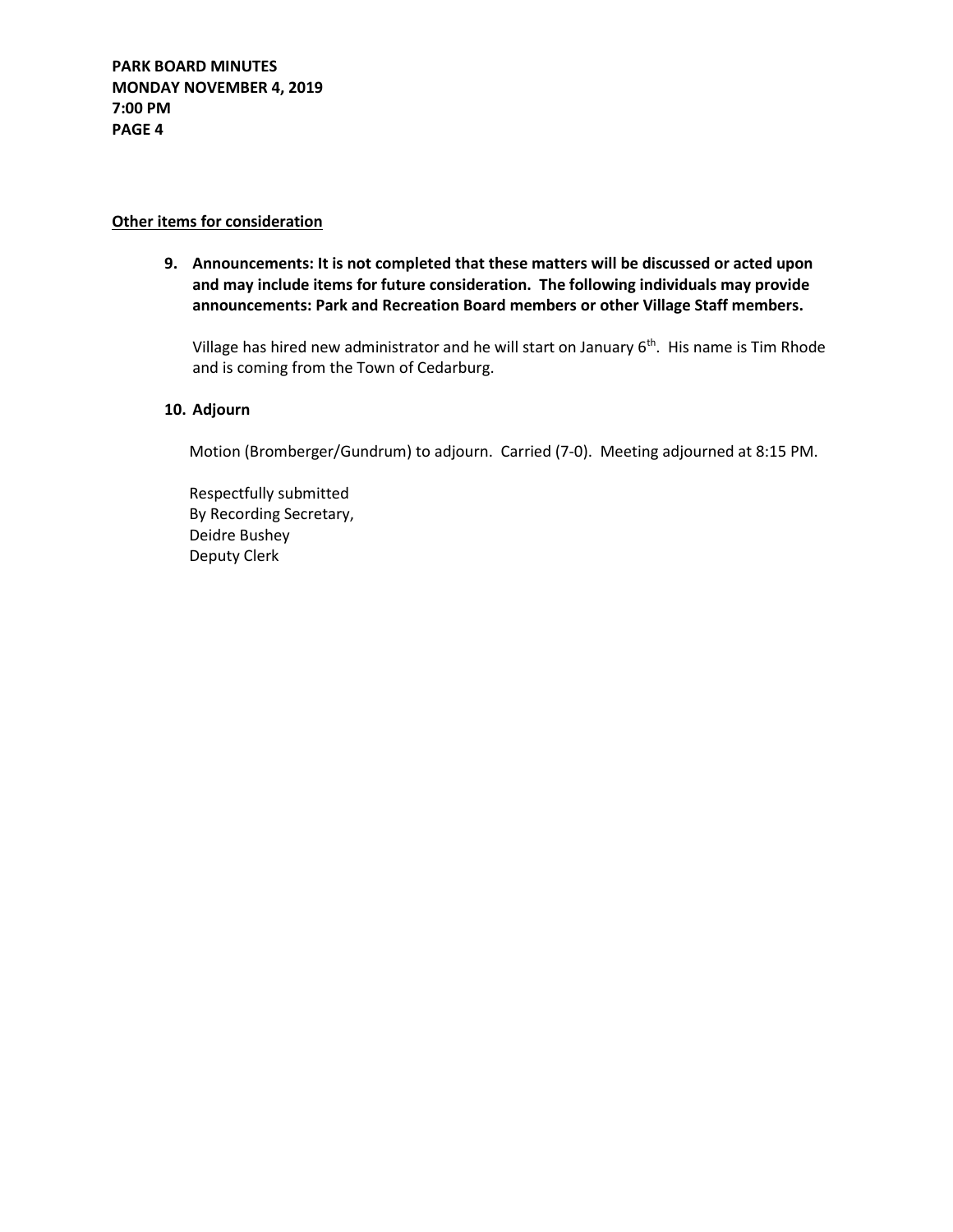**Other items for consideration**

9. **Announcements: It is not completed that these matters will be discussed or acted upon and may include items for future consideration. The following individuals may provide announcements: Park and Recreation Board members or other Village Staff members.**

   Village has hired new administrator and he will start on January 6th. His name is Tim Rhode and is coming from the Town of Cedarburg.

10. **Adjourn**

    Motion (Bromberger/Gundrum) to adjourn. Carried (7-0). Meeting adjourned at 8:15 PM.

    Respectfully submitted
    By Recording Secretary,
    Deidre Bushey
    Deputy Clerk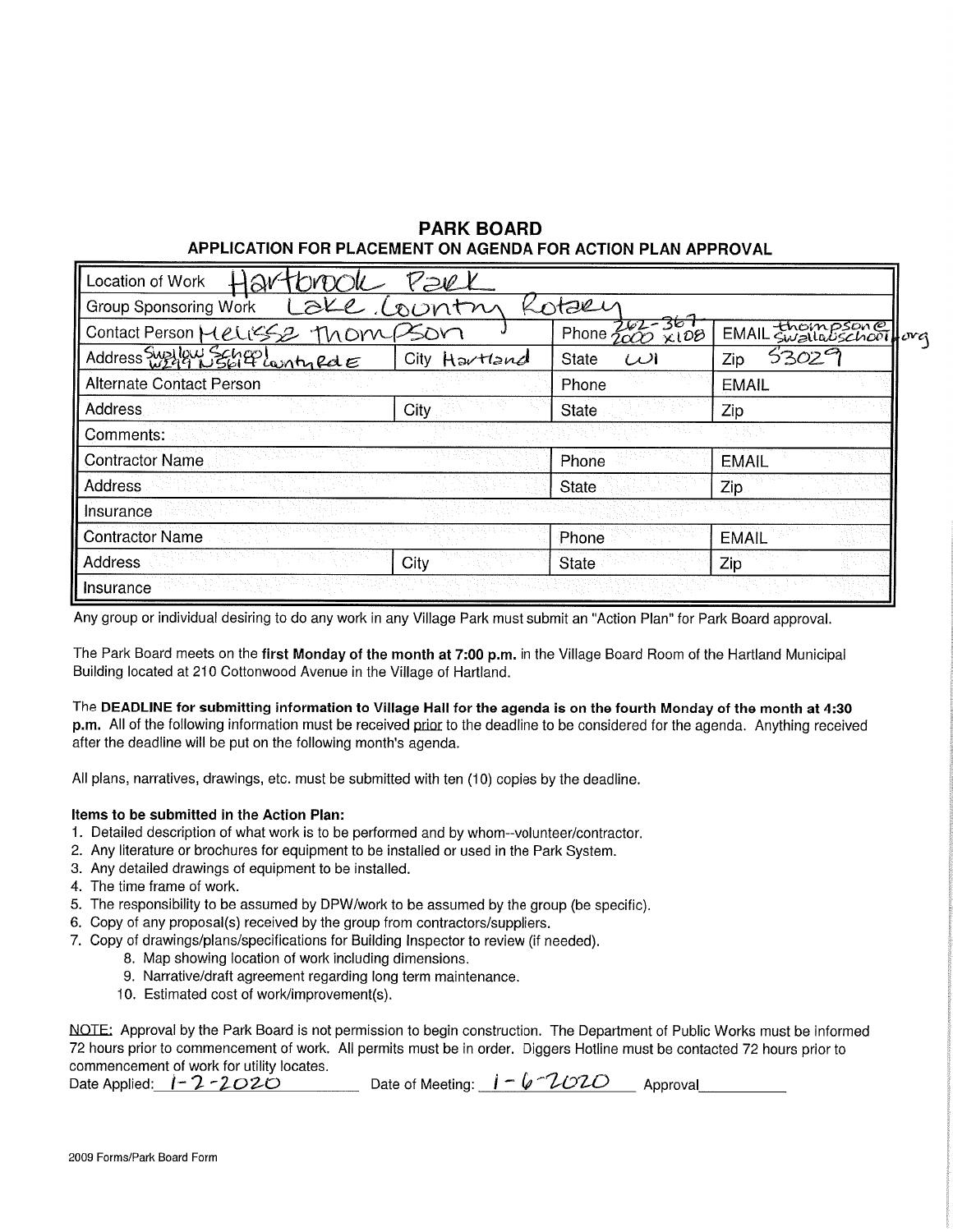## PARK BOARD

### APPLICATION FOR PLACEMENT ON AGENDA FOR ACTION PLAN APPROVAL

| | | | |
|---|---|---|---|
| Location of Work Hartbrook Park | | | |
| Group Sponsoring Work Lake Country Rotary | | | |
| Contact Person Melissa Thompson | | Phone 262-367-2000 x108 | EMAIL thompson@swallowschool.org |
| Address Swallow School W299 N5614 County Rd E | City Hartland | State WI | Zip 53029 |
| Alternate Contact Person | | Phone | EMAIL |
| Address | City | State | Zip |
| Comments: | | | |
| Contractor Name | | Phone | EMAIL |
| Address | | State | Zip |
| Insurance | | | |
| Contractor Name | | Phone | EMAIL |
| Address | City | State | Zip |
| Insurance | | | |

Any group or individual desiring to do any work in any Village Park must submit an "Action Plan" for Park Board approval.

The Park Board meets on the **first Monday of the month at 7:00 p.m.** in the Village Board Room of the Hartland Municipal Building located at 210 Cottonwood Avenue in the Village of Hartland.

The **DEADLINE for submitting information to Village Hall for the agenda is on the fourth Monday of the month at 4:30 p.m.** All of the following information must be received prior to the deadline to be considered for the agenda. Anything received after the deadline will be put on the following month's agenda.

All plans, narratives, drawings, etc. must be submitted with ten (10) copies by the deadline.

**Items to be submitted in the Action Plan:**

1. Detailed description of what work is to be performed and by whom--volunteer/contractor.
2. Any literature or brochures for equipment to be installed or used in the Park System.
3. Any detailed drawings of equipment to be installed.
4. The time frame of work.
5. The responsibility to be assumed by DPW/work to be assumed by the group (be specific).
6. Copy of any proposal(s) received by the group from contractors/suppliers.
7. Copy of drawings/plans/specifications for Building Inspector to review (if needed).
8. Map showing location of work including dimensions.
9. Narrative/draft agreement regarding long term maintenance.
10. Estimated cost of work/improvement(s).

NOTE: Approval by the Park Board is not permission to begin construction. The Department of Public Works must be informed 72 hours prior to commencement of work. All permits must be in order. Diggers Hotline must be contacted 72 hours prior to commencement of work for utility locates.

Date Applied: 1-2-2020 Date of Meeting: 1-6-2020 Approval__________

2009 Forms/Park Board Form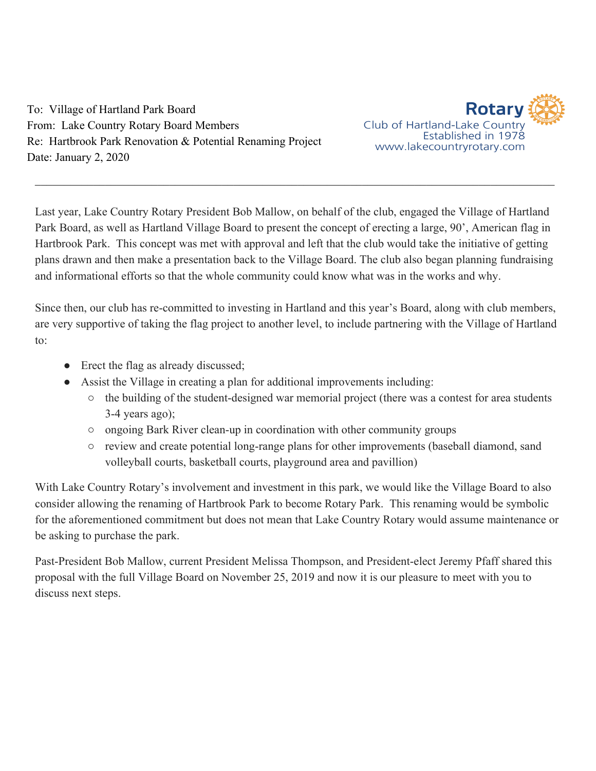To: Village of Hartland Park Board
From: Lake Country Rotary Board Members
Re: Hartbrook Park Renovation & Potential Renaming Project
Date: January 2, 2020

Rotary
Club of Hartland-Lake Country
Established in 1978
www.lakecountryrotary.com

---

Last year, Lake Country Rotary President Bob Mallow, on behalf of the club, engaged the Village of Hartland Park Board, as well as Hartland Village Board to present the concept of erecting a large, 90', American flag in Hartbrook Park. This concept was met with approval and left that the club would take the initiative of getting plans drawn and then make a presentation back to the Village Board. The club also began planning fundraising and informational efforts so that the whole community could know what was in the works and why.

Since then, our club has re-committed to investing in Hartland and this year's Board, along with club members, are very supportive of taking the flag project to another level, to include partnering with the Village of Hartland to:

- Erect the flag as already discussed;
- Assist the Village in creating a plan for additional improvements including:
  - the building of the student-designed war memorial project (there was a contest for area students 3-4 years ago);
  - ongoing Bark River clean-up in coordination with other community groups
  - review and create potential long-range plans for other improvements (baseball diamond, sand volleyball courts, basketball courts, playground area and pavillion)

With Lake Country Rotary's involvement and investment in this park, we would like the Village Board to also consider allowing the renaming of Hartbrook Park to become Rotary Park. This renaming would be symbolic for the aforementioned commitment but does not mean that Lake Country Rotary would assume maintenance or be asking to purchase the park.

Past-President Bob Mallow, current President Melissa Thompson, and President-elect Jeremy Pfaff shared this proposal with the full Village Board on November 25, 2019 and now it is our pleasure to meet with you to discuss next steps.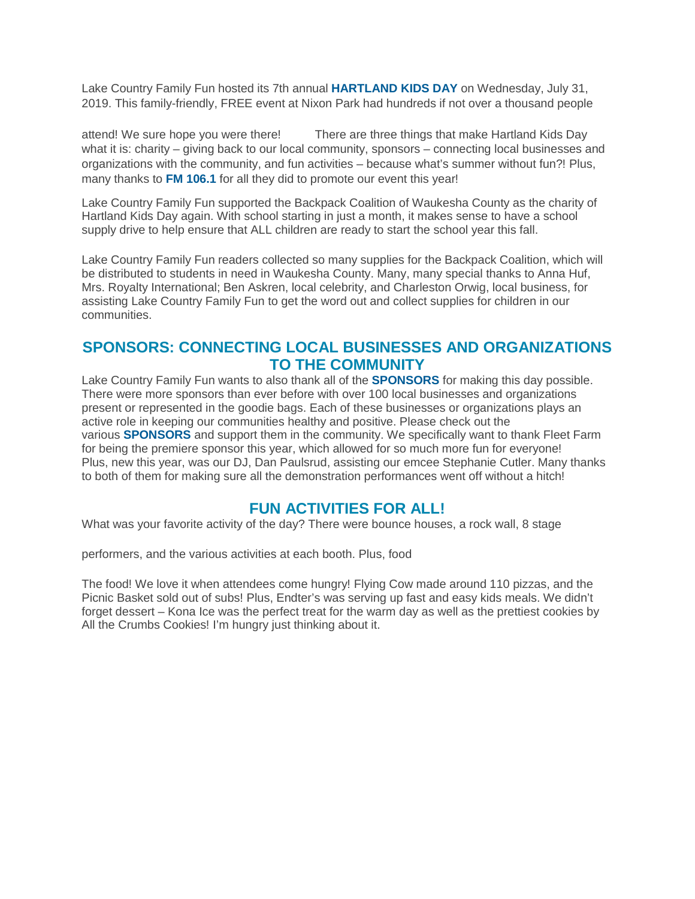Lake Country Family Fun hosted its 7th annual **HARTLAND KIDS DAY** on Wednesday, July 31, 2019. This family-friendly, FREE event at Nixon Park had hundreds if not over a thousand people attend! We sure hope you were there! There are three things that make Hartland Kids Day what it is: charity – giving back to our local community, sponsors – connecting local businesses and organizations with the community, and fun activities – because what's summer without fun?! Plus, many thanks to **FM 106.1** for all they did to promote our event this year!

Lake Country Family Fun supported the Backpack Coalition of Waukesha County as the charity of Hartland Kids Day again. With school starting in just a month, it makes sense to have a school supply drive to help ensure that ALL children are ready to start the school year this fall.

Lake Country Family Fun readers collected so many supplies for the Backpack Coalition, which will be distributed to students in need in Waukesha County. Many, many special thanks to Anna Huf, Mrs. Royalty International; Ben Askren, local celebrity, and Charleston Orwig, local business, for assisting Lake Country Family Fun to get the word out and collect supplies for children in our communities.

## SPONSORS: CONNECTING LOCAL BUSINESSES AND ORGANIZATIONS TO THE COMMUNITY

Lake Country Family Fun wants to also thank all of the **SPONSORS** for making this day possible. There were more sponsors than ever before with over 100 local businesses and organizations present or represented in the goodie bags. Each of these businesses or organizations plays an active role in keeping our communities healthy and positive. Please check out the various **SPONSORS** and support them in the community. We specifically want to thank Fleet Farm for being the premiere sponsor this year, which allowed for so much more fun for everyone! Plus, new this year, was our DJ, Dan Paulsrud, assisting our emcee Stephanie Cutler. Many thanks to both of them for making sure all the demonstration performances went off without a hitch!

## FUN ACTIVITIES FOR ALL!

What was your favorite activity of the day? There were bounce houses, a rock wall, 8 stage performers, and the various activities at each booth. Plus, food

The food! We love it when attendees come hungry! Flying Cow made around 110 pizzas, and the Picnic Basket sold out of subs! Plus, Endter's was serving up fast and easy kids meals. We didn't forget dessert – Kona Ice was the perfect treat for the warm day as well as the prettiest cookies by All the Crumbs Cookies! I'm hungry just thinking about it.